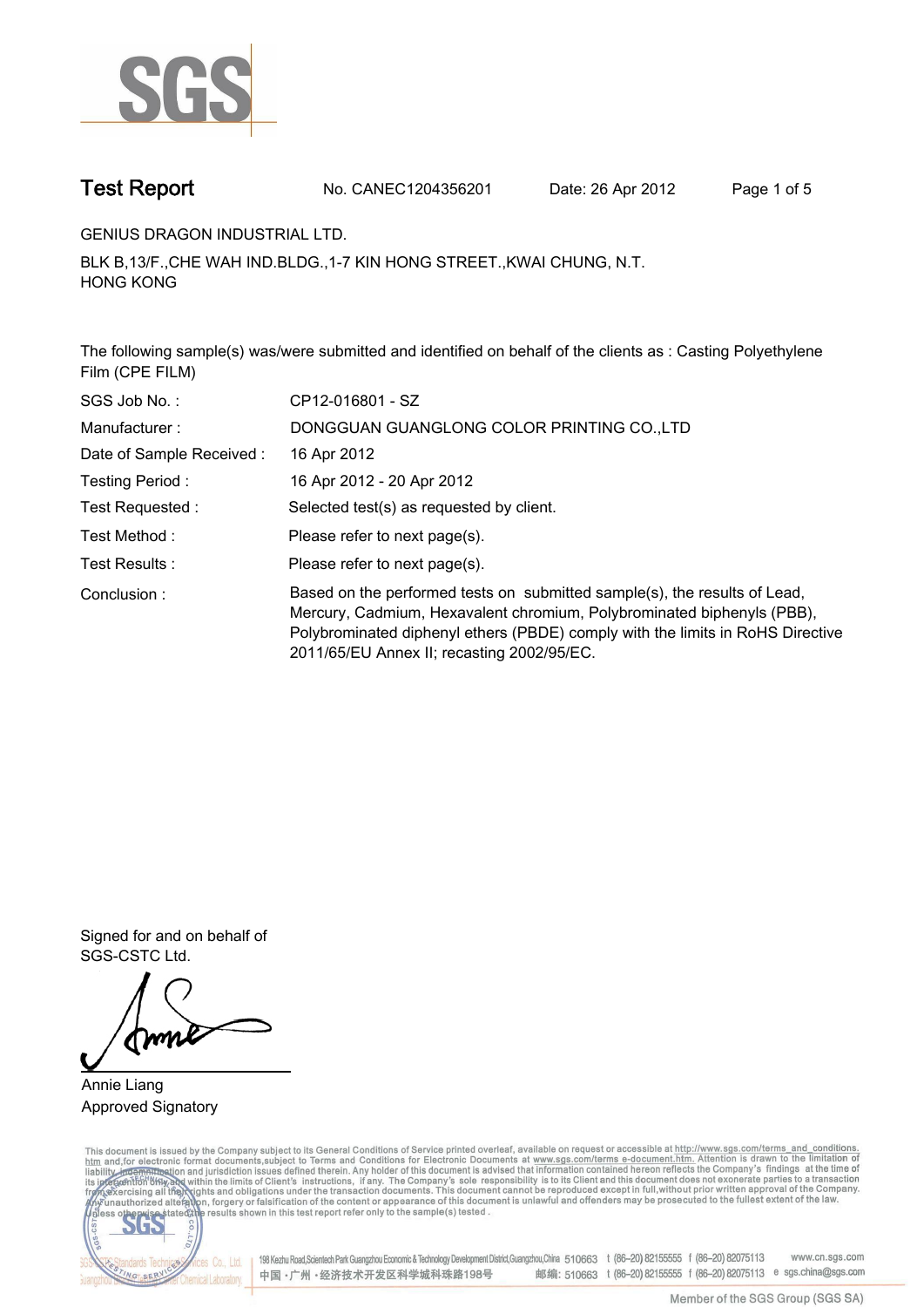# Test Report

No. CANEC1204356201 Date: 26 Apr 2012

GENIUS DRAGON INDUSTRIAL LTD.

BLK B,13/F.,CHE WAH IND.BLDG.,1-7 KIN HONG STREET.,KWAI CHUNG, N.T.
HONG KONG

The following sample(s) was/were submitted and identified on behalf of the clients as : Casting Polyethylene Film (CPE FILM)

| | |
|---|---|
| SGS Job No. : | CP12-016801 - SZ |
| Manufacturer : | DONGGUAN GUANGLONG COLOR PRINTING CO.,LTD |
| Date of Sample Received : | 16 Apr 2012 |
| Testing Period : | 16 Apr 2012 - 20 Apr 2012 |
| Test Requested : | Selected test(s) as requested by client. |
| Test Method : | Please refer to next page(s). |
| Test Results : | Please refer to next page(s). |
| Conclusion : | Based on the performed tests on submitted sample(s), the results of Lead, Mercury, Cadmium, Hexavalent chromium, Polybrominated biphenyls (PBB), Polybrominated diphenyl ethers (PBDE) comply with the limits in RoHS Directive 2011/65/EU Annex II; recasting 2002/95/EC. |

Signed for and on behalf of
SGS-CSTC Ltd.

Annie Liang
Approved Signatory

This document is issued by the Company subject to its General Conditions of Service printed overleaf, available on request or accessible at http://www.sgs.com/terms_and_conditions.htm and,for electronic format documents,subject to Terms and Conditions for Electronic Documents at www.sgs.com/terms_e-document.htm. Attention is drawn to the limitation of liability, indemnification and jurisdiction issues defined therein. Any holder of this document is advised that information contained hereon reflects the Company's findings at the time of its intervention only and within the limits of Client's instructions, if any. The Company's sole responsibility is to its Client and this document does not exonerate parties to a transaction from exercising all their rights and obligations under the transaction documents. This document cannot be reproduced except in full,without prior written approval of the Company. Any unauthorized alteration, forgery or falsification of the content or appearance of this document is unlawful and offenders may be prosecuted to the fullest extent of the law. Unless otherwise stated the results shown in this test report refer only to the sample(s) tested .

198 Kezhu Road,Scientech Park Guangzhou Economic & Technology Development District,Guangzhou,China 510663 t (86–20) 82155555 f (86–20) 82075113 www.cn.sgs.com
中国·广州·经济技术开发区科学城科珠路198号 邮编: 510663 t (86–20) 82155555 f (86–20) 82075113 e sgs.china@sgs.com

Member of the SGS Group (SGS SA)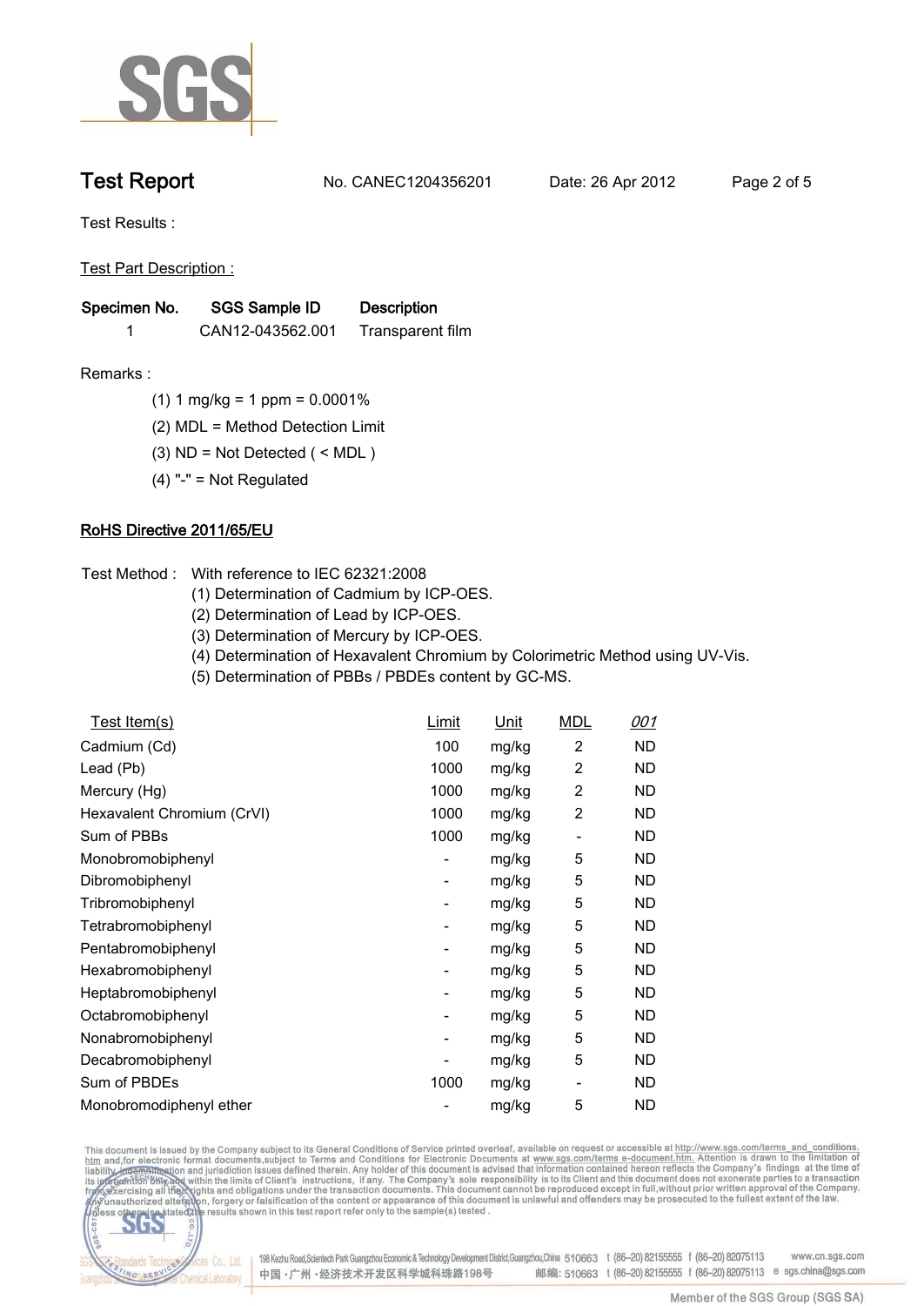Test Results :

Test Part Description :

| Specimen No. | SGS Sample ID | Description |
|---|---|---|
| 1 | CAN12-043562.001 | Transparent film |

Remarks :

(1) 1 mg/kg = 1 ppm = 0.0001%

(2) MDL = Method Detection Limit

(3) ND = Not Detected ( < MDL )

(4) "-" = Not Regulated

## RoHS Directive 2011/65/EU

Test Method : With reference to IEC 62321:2008
(1) Determination of Cadmium by ICP-OES.
(2) Determination of Lead by ICP-OES.
(3) Determination of Mercury by ICP-OES.
(4) Determination of Hexavalent Chromium by Colorimetric Method using UV-Vis.
(5) Determination of PBBs / PBDEs content by GC-MS.

| Test Item(s) | Limit | Unit | MDL | 001 |
|---|---|---|---|---|
| Cadmium (Cd) | 100 | mg/kg | 2 | ND |
| Lead (Pb) | 1000 | mg/kg | 2 | ND |
| Mercury (Hg) | 1000 | mg/kg | 2 | ND |
| Hexavalent Chromium (CrVI) | 1000 | mg/kg | 2 | ND |
| Sum of PBBs | 1000 | mg/kg | - | ND |
| Monobromobiphenyl | - | mg/kg | 5 | ND |
| Dibromobiphenyl | - | mg/kg | 5 | ND |
| Tribromobiphenyl | - | mg/kg | 5 | ND |
| Tetrabromobiphenyl | - | mg/kg | 5 | ND |
| Pentabromobiphenyl | - | mg/kg | 5 | ND |
| Hexabromobiphenyl | - | mg/kg | 5 | ND |
| Heptabromobiphenyl | - | mg/kg | 5 | ND |
| Octabromobiphenyl | - | mg/kg | 5 | ND |
| Nonabromobiphenyl | - | mg/kg | 5 | ND |
| Decabromobiphenyl | - | mg/kg | 5 | ND |
| Sum of PBDEs | 1000 | mg/kg | - | ND |
| Monobromodiphenyl ether | - | mg/kg | 5 | ND |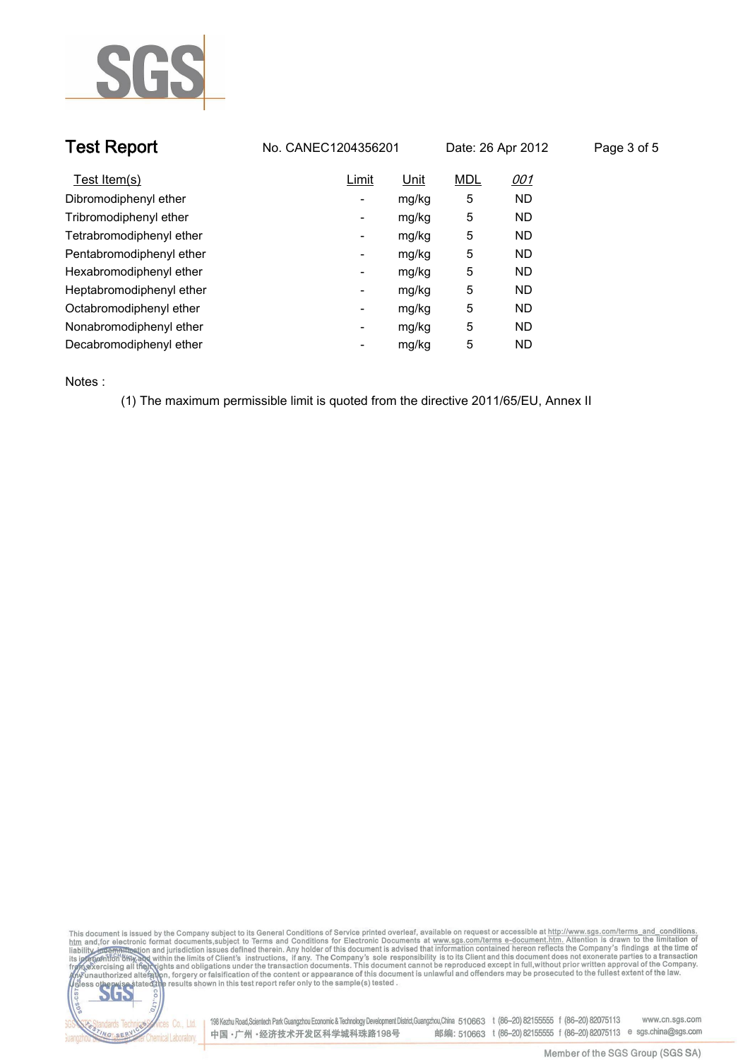| Test Item(s) | Limit | Unit | MDL | *001* |
|---|---|---|---|---|
| Dibromodiphenyl ether | - | mg/kg | 5 | ND |
| Tribromodiphenyl ether | - | mg/kg | 5 | ND |
| Tetrabromodiphenyl ether | - | mg/kg | 5 | ND |
| Pentabromodiphenyl ether | - | mg/kg | 5 | ND |
| Hexabromodiphenyl ether | - | mg/kg | 5 | ND |
| Heptabromodiphenyl ether | - | mg/kg | 5 | ND |
| Octabromodiphenyl ether | - | mg/kg | 5 | ND |
| Nonabromodiphenyl ether | - | mg/kg | 5 | ND |
| Decabromodiphenyl ether | - | mg/kg | 5 | ND |

Notes :

(1) The maximum permissible limit is quoted from the directive 2011/65/EU, Annex II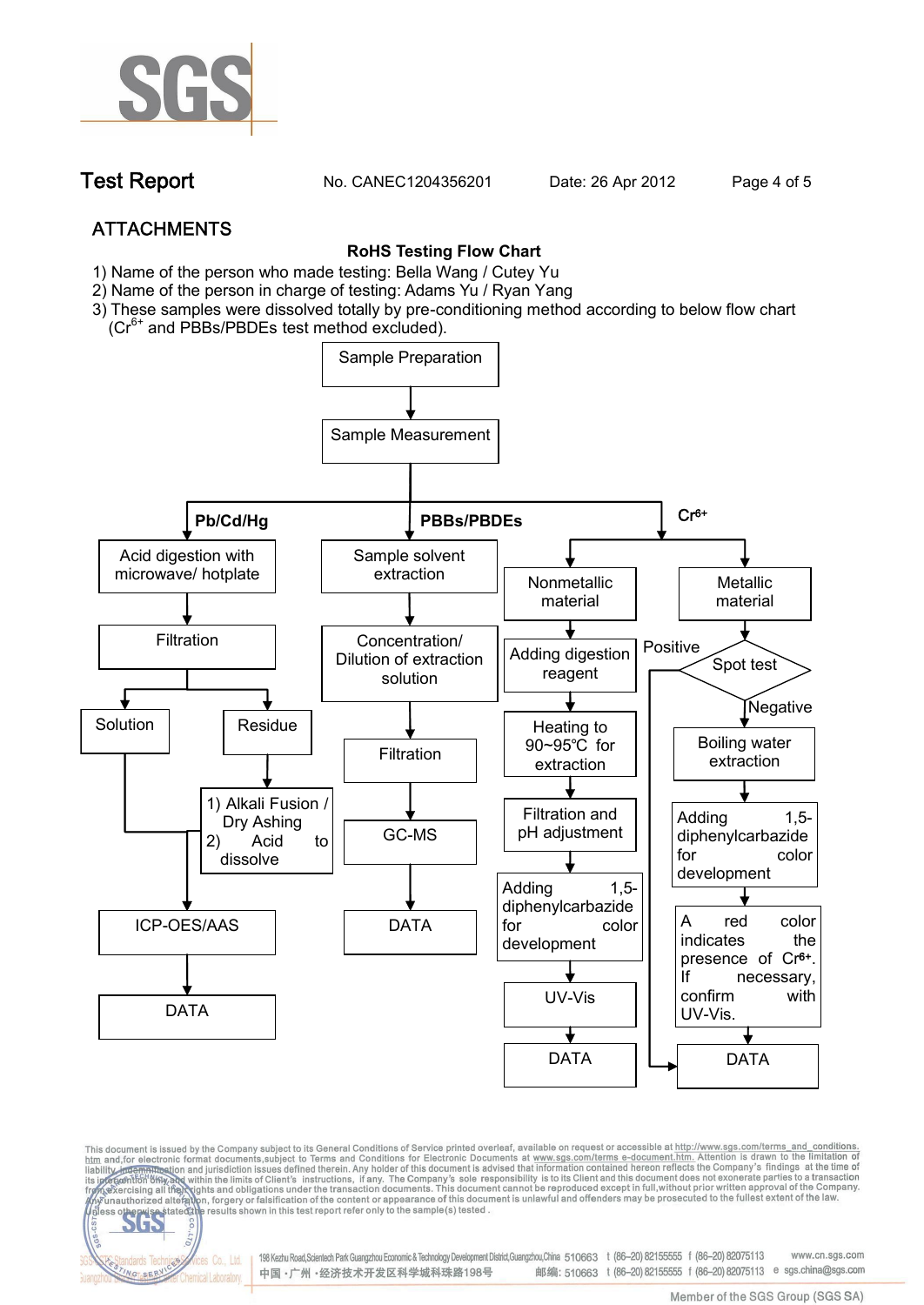## ATTACHMENTS

**RoHS Testing Flow Chart**

1) Name of the person who made testing: Bella Wang / Cutey Yu
2) Name of the person in charge of testing: Adams Yu / Ryan Yang
3) These samples were dissolved totally by pre-conditioning method according to below flow chart ($Cr^{6+}$ and PBBs/PBDEs test method excluded).

Sample Preparation → Sample Measurement

**Pb/Cd/Hg**

- Acid digestion with microwave/ hotplate
- Filtration
  - Solution → ICP-OES/AAS
  - Residue → 1) Alkali Fusion / Dry Ashing 2) Acid to dissolve → ICP-OES/AAS
- ICP-OES/AAS
- DATA

**PBBs/PBDEs**

- Sample solvent extraction
- Concentration/ Dilution of extraction solution
- Filtration
- GC-MS
- DATA

**$Cr^{6+}$**

Nonmetallic material:

- Adding digestion reagent
- Heating to 90~95℃ for extraction
- Filtration and pH adjustment
- Adding 1,5-diphenylcarbazide for color development
- UV-Vis
- DATA

Metallic material:

- Spot test
  - Positive → DATA
  - Negative → Boiling water extraction
- Adding 1,5-diphenylcarbazide for color development
- A red color indicates the presence of $Cr^{6+}$. If necessary, confirm with UV-Vis.
- DATA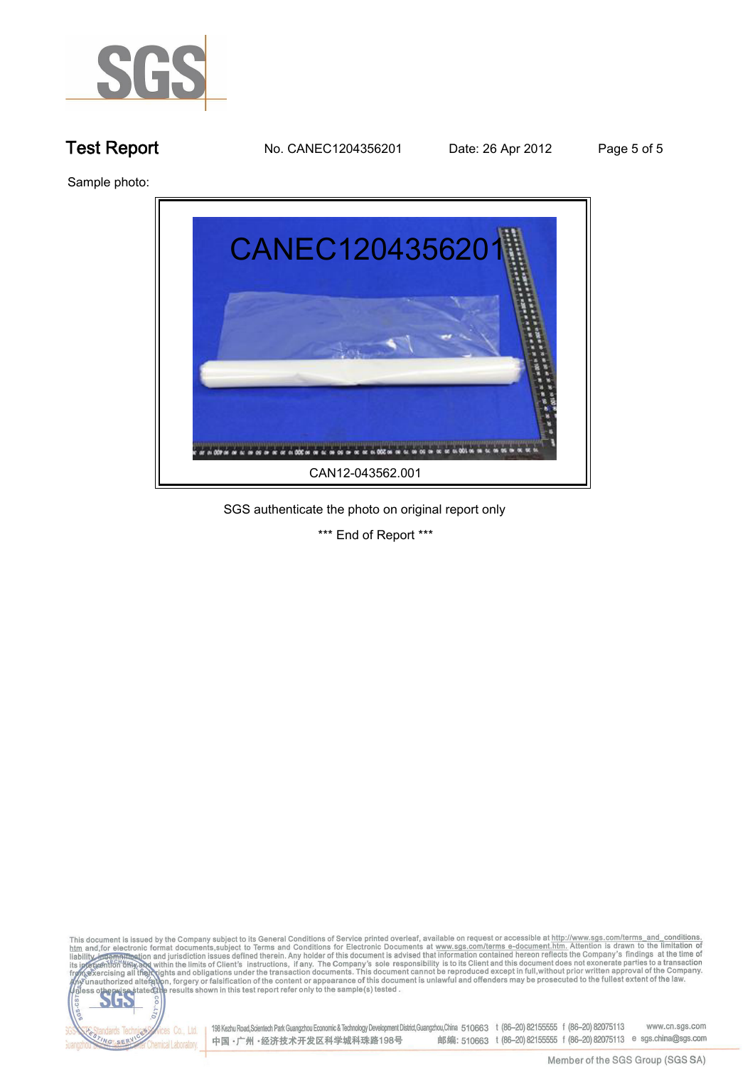# Test Report

No. CANEC1204356201 Date: 26 Apr 2012

Sample photo:

CANEC1204356201

CAN12-043562.001

SGS authenticate the photo on original report only

*** End of Report ***

This document is issued by the Company subject to its General Conditions of Service printed overleaf, available on request or accessible at http://www.sgs.com/terms_and_conditions.htm and,for electronic format documents,subject to Terms and Conditions for Electronic Documents at www.sgs.com/terms_e-document.htm. Attention is drawn to the limitation of liability, indemnification and jurisdiction issues defined therein. Any holder of this document is advised that information contained hereon reflects the Company's findings at the time of its intervention only and within the limits of Client's instructions, if any. The Company's sole responsibility is to its Client and this document does not exonerate parties to a transaction from exercising all their rights and obligations under the transaction documents. This document cannot be reproduced except in full,without prior written approval of the Company. Any unauthorized alteration, forgery or falsification of the content or appearance of this document is unlawful and offenders may be prosecuted to the fullest extent of the law. Unless otherwise stated the results shown in this test report refer only to the sample(s) tested .

198 Kezhu Road,Scientech Park Guangzhou Economic & Technology Development District,Guangzhou,China 510663 t (86–20) 82155555 f (86–20) 82075113 www.cn.sgs.com
中国·广州·经济技术开发区科学城科珠路198号 邮编: 510663 t (86–20) 82155555 f (86–20) 82075113 e sgs.china@sgs.com

Member of the SGS Group (SGS SA)